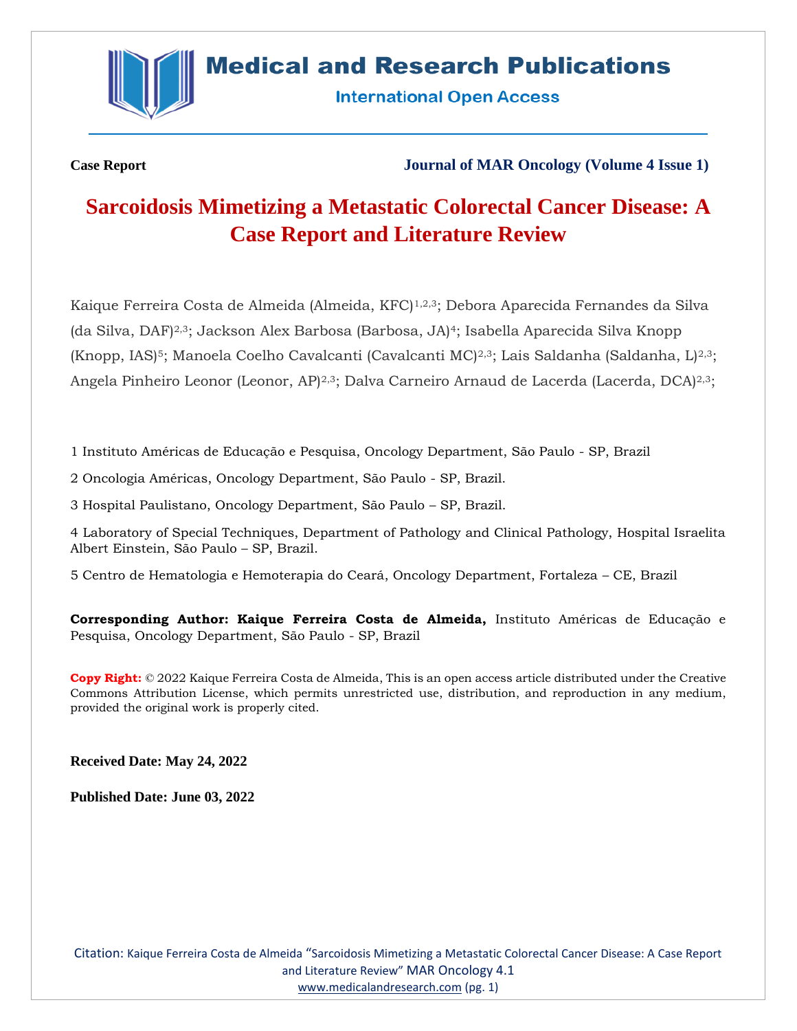Case Report

Journal of MAR Oncology (Volume 4 Issue 1)

# Sarcoidosis Mimetizing a Metastatic Colorectal Cancer Disease: A Case Report and Literature Review

Kaique Ferreira Costa de Almeida (Almeida, KFC)[1,2,3]; Debora Aparecida Fernandes da Silva (da Silva, DAF)[2,3]; Jackson Alex Barbosa (Barbosa, JA)[4]; Isabella Aparecida Silva Knopp (Knopp, IAS)[5]; Manoela Coelho Cavalcanti (Cavalcanti MC)[2,3]; Lais Saldanha (Saldanha, L)[2,3]; Angela Pinheiro Leonor (Leonor, AP)[2,3]; Dalva Carneiro Arnaud de Lacerda (Lacerda, DCA)[2,3];

1 Instituto Américas de Educação e Pesquisa, Oncology Department, São Paulo - SP, Brazil

2 Oncologia Américas, Oncology Department, São Paulo - SP, Brazil.

3 Hospital Paulistano, Oncology Department, São Paulo – SP, Brazil.

4 Laboratory of Special Techniques, Department of Pathology and Clinical Pathology, Hospital Israelita Albert Einstein, São Paulo – SP, Brazil.

5 Centro de Hematologia e Hemoterapia do Ceará, Oncology Department, Fortaleza – CE, Brazil

**Corresponding Author: Kaique Ferreira Costa de Almeida,** Instituto Américas de Educação e Pesquisa, Oncology Department, São Paulo - SP, Brazil

**Copy Right:** © 2022 Kaique Ferreira Costa de Almeida, This is an open access article distributed under the Creative Commons Attribution License, which permits unrestricted use, distribution, and reproduction in any medium, provided the original work is properly cited.

**Received Date: May 24, 2022**

**Published Date: June 03, 2022**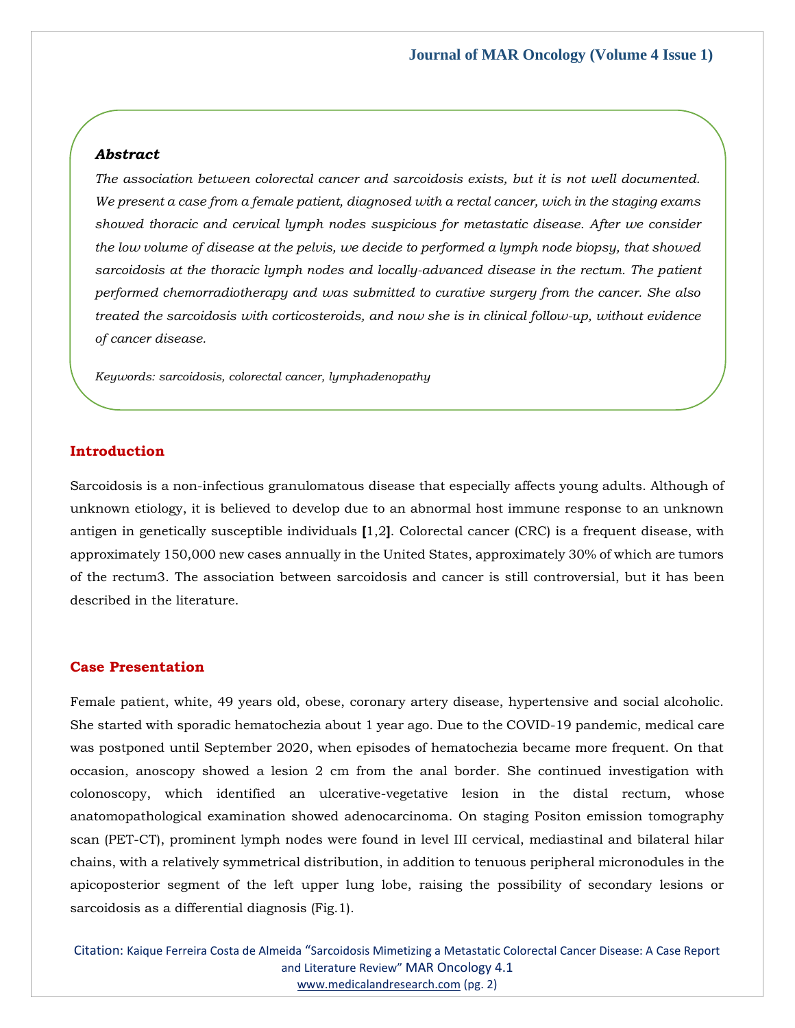### *Abstract*

*The association between colorectal cancer and sarcoidosis exists, but it is not well documented. We present a case from a female patient, diagnosed with a rectal cancer, wich in the staging exams showed thoracic and cervical lymph nodes suspicious for metastatic disease. After we consider the low volume of disease at the pelvis, we decide to performed a lymph node biopsy, that showed sarcoidosis at the thoracic lymph nodes and locally-advanced disease in the rectum. The patient performed chemorradiotherapy and was submitted to curative surgery from the cancer. She also treated the sarcoidosis with corticosteroids, and now she is in clinical follow-up, without evidence of cancer disease.*

*Keywords: sarcoidosis, colorectal cancer, lymphadenopathy*

## Introduction

Sarcoidosis is a non-infectious granulomatous disease that especially affects young adults. Although of unknown etiology, it is believed to develop due to an abnormal host immune response to an unknown antigen in genetically susceptible individuals [1,2]. Colorectal cancer (CRC) is a frequent disease, with approximately 150,000 new cases annually in the United States, approximately 30% of which are tumors of the rectum[3]. The association between sarcoidosis and cancer is still controversial, but it has been described in the literature.

## Case Presentation

Female patient, white, 49 years old, obese, coronary artery disease, hypertensive and social alcoholic. She started with sporadic hematochezia about 1 year ago. Due to the COVID-19 pandemic, medical care was postponed until September 2020, when episodes of hematochezia became more frequent. On that occasion, anoscopy showed a lesion 2 cm from the anal border. She continued investigation with colonoscopy, which identified an ulcerative-vegetative lesion in the distal rectum, whose anatomopathological examination showed adenocarcinoma. On staging Positon emission tomography scan (PET-CT), prominent lymph nodes were found in level III cervical, mediastinal and bilateral hilar chains, with a relatively symmetrical distribution, in addition to tenuous peripheral micronodules in the apicoposterior segment of the left upper lung lobe, raising the possibility of secondary lesions or sarcoidosis as a differential diagnosis (Fig.1).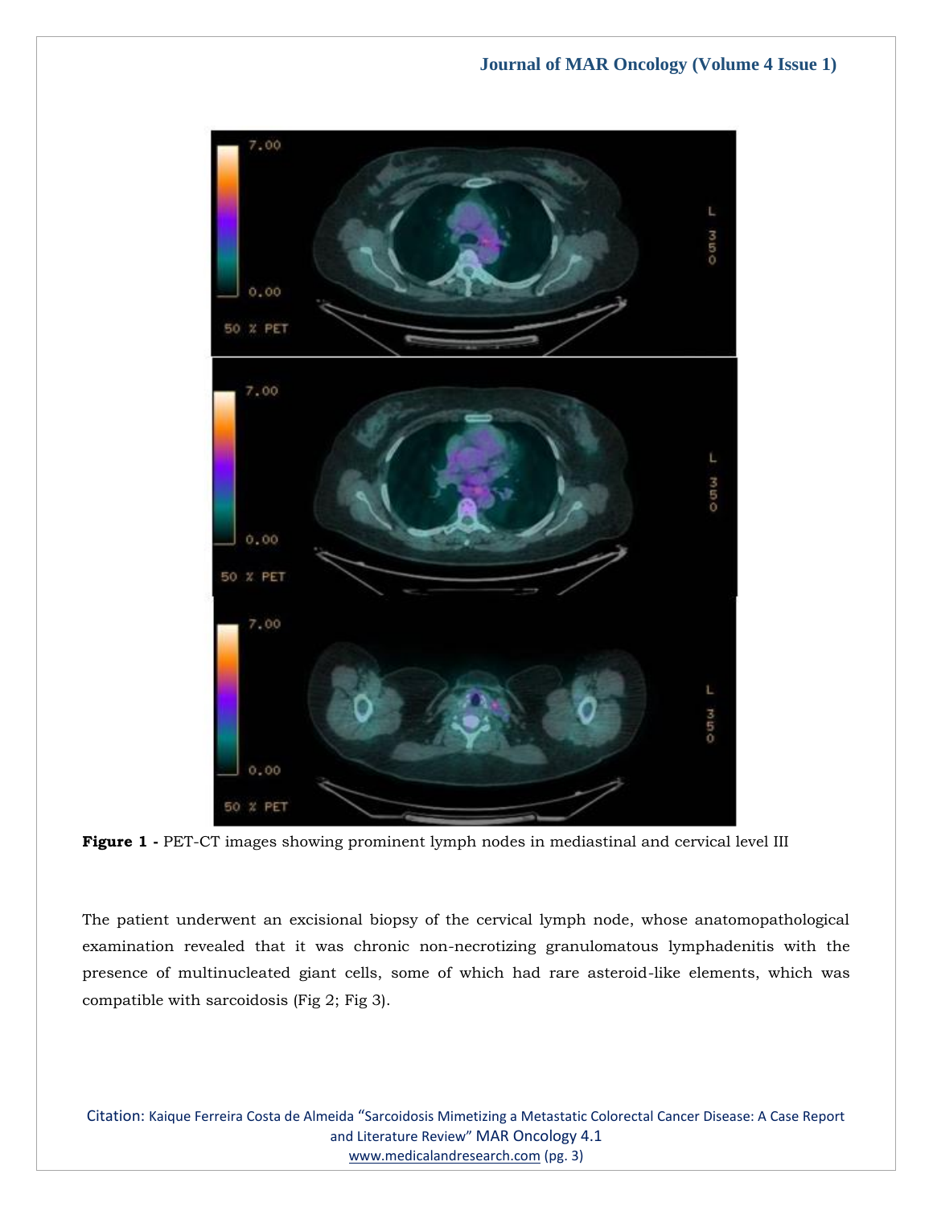**Figure 1 -** PET-CT images showing prominent lymph nodes in mediastinal and cervical level III

The patient underwent an excisional biopsy of the cervical lymph node, whose anatomopathological examination revealed that it was chronic non-necrotizing granulomatous lymphadenitis with the presence of multinucleated giant cells, some of which had rare asteroid-like elements, which was compatible with sarcoidosis (Fig 2; Fig 3).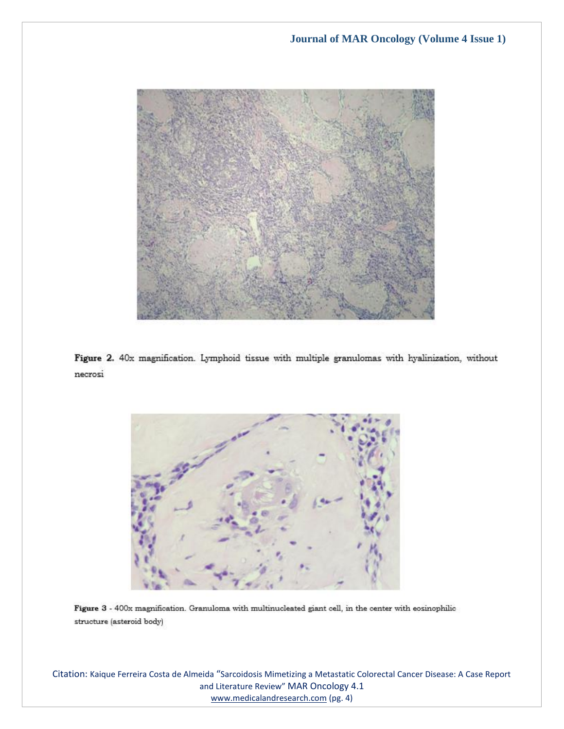Figure 2. 40x magnification. Lymphoid tissue with multiple granulomas with hyalinization, without necrosi

Figure 3 - 400x magnification. Granuloma with multinucleated giant cell, in the center with eosinophilic structure (asteroid body)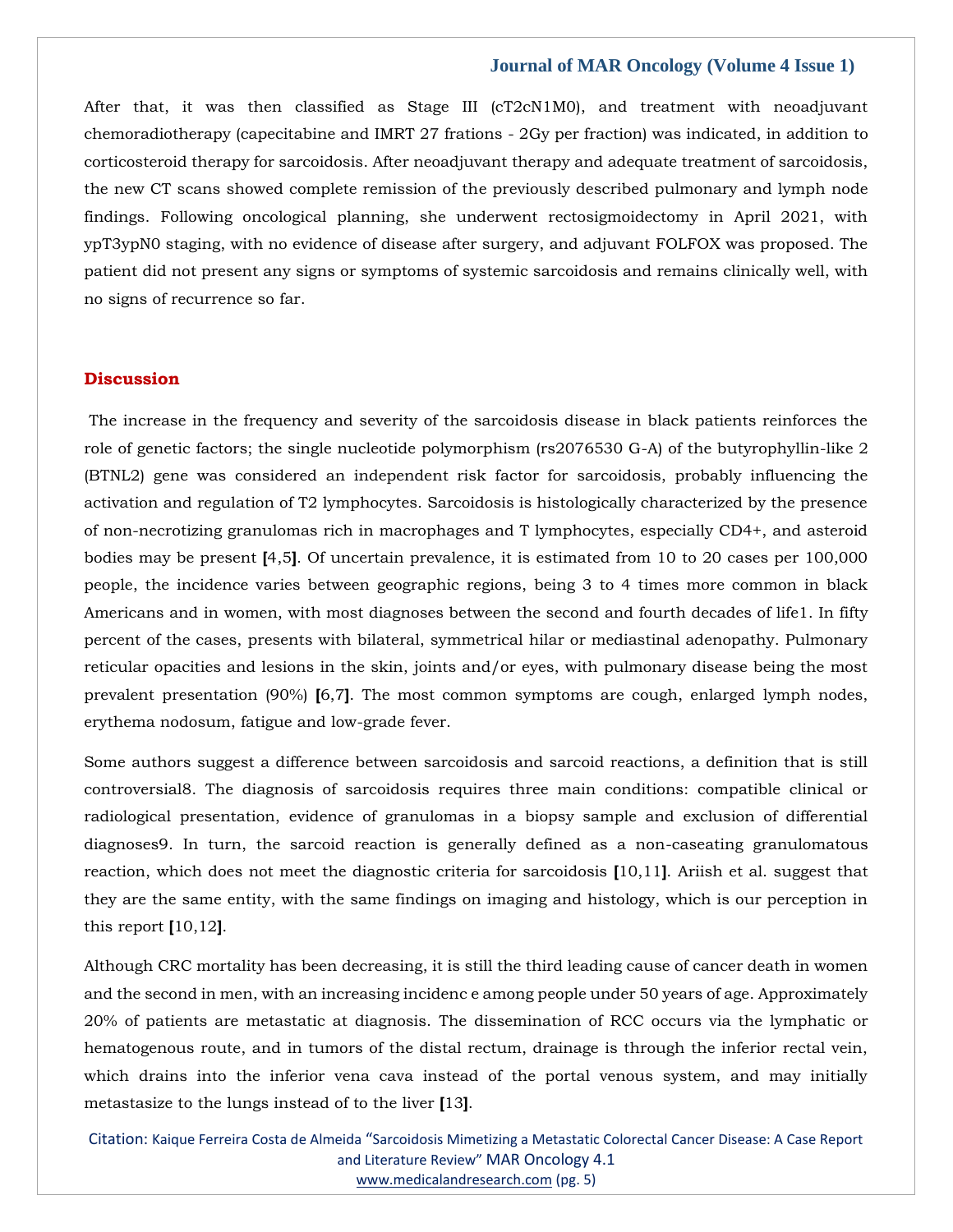After that, it was then classified as Stage III (cT2cN1M0), and treatment with neoadjuvant chemoradiotherapy (capecitabine and IMRT 27 frations - 2Gy per fraction) was indicated, in addition to corticosteroid therapy for sarcoidosis. After neoadjuvant therapy and adequate treatment of sarcoidosis, the new CT scans showed complete remission of the previously described pulmonary and lymph node findings. Following oncological planning, she underwent rectosigmoidectomy in April 2021, with ypT3ypN0 staging, with no evidence of disease after surgery, and adjuvant FOLFOX was proposed. The patient did not present any signs or symptoms of systemic sarcoidosis and remains clinically well, with no signs of recurrence so far.

## Discussion

The increase in the frequency and severity of the sarcoidosis disease in black patients reinforces the role of genetic factors; the single nucleotide polymorphism (rs2076530 G-A) of the butyrophyllin-like 2 (BTNL2) gene was considered an independent risk factor for sarcoidosis, probably influencing the activation and regulation of T2 lymphocytes. Sarcoidosis is histologically characterized by the presence of non-necrotizing granulomas rich in macrophages and T lymphocytes, especially CD4+, and asteroid bodies may be present **[**4,5**]**. Of uncertain prevalence, it is estimated from 10 to 20 cases per 100,000 people, the incidence varies between geographic regions, being 3 to 4 times more common in black Americans and in women, with most diagnoses between the second and fourth decades of life1. In fifty percent of the cases, presents with bilateral, symmetrical hilar or mediastinal adenopathy. Pulmonary reticular opacities and lesions in the skin, joints and/or eyes, with pulmonary disease being the most prevalent presentation (90%) **[**6,7**]**. The most common symptoms are cough, enlarged lymph nodes, erythema nodosum, fatigue and low-grade fever.

Some authors suggest a difference between sarcoidosis and sarcoid reactions, a definition that is still controversial8. The diagnosis of sarcoidosis requires three main conditions: compatible clinical or radiological presentation, evidence of granulomas in a biopsy sample and exclusion of differential diagnoses9. In turn, the sarcoid reaction is generally defined as a non-caseating granulomatous reaction, which does not meet the diagnostic criteria for sarcoidosis **[**10,11**]**. Ariish et al. suggest that they are the same entity, with the same findings on imaging and histology, which is our perception in this report **[**10,12**]**.

Although CRC mortality has been decreasing, it is still the third leading cause of cancer death in women and the second in men, with an increasing incidenc e among people under 50 years of age. Approximately 20% of patients are metastatic at diagnosis. The dissemination of RCC occurs via the lymphatic or hematogenous route, and in tumors of the distal rectum, drainage is through the inferior rectal vein, which drains into the inferior vena cava instead of the portal venous system, and may initially metastasize to the lungs instead of to the liver **[**13**]**.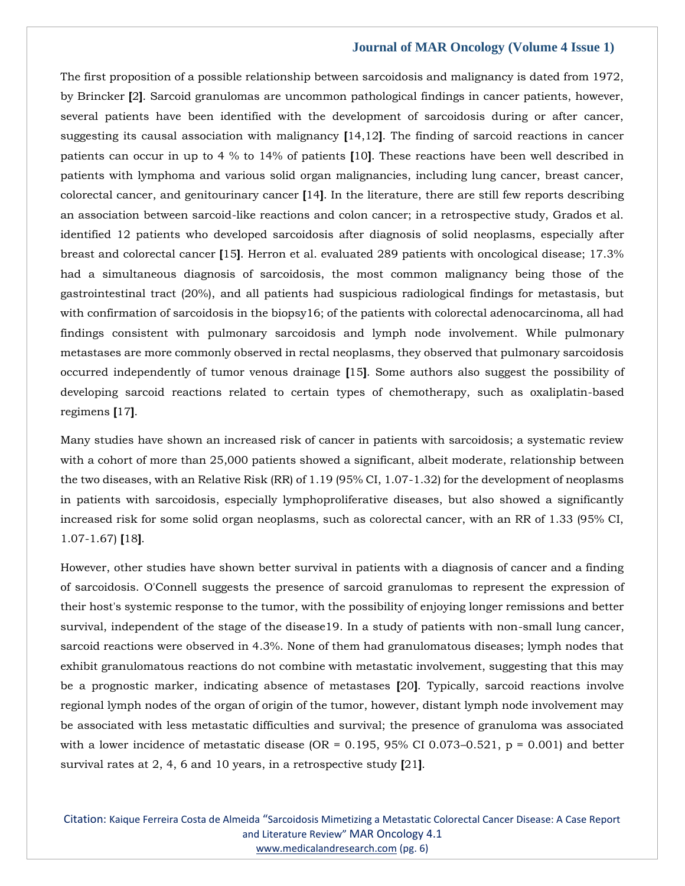The first proposition of a possible relationship between sarcoidosis and malignancy is dated from 1972, by Brincker [2]. Sarcoid granulomas are uncommon pathological findings in cancer patients, however, several patients have been identified with the development of sarcoidosis during or after cancer, suggesting its causal association with malignancy [14,12]. The finding of sarcoid reactions in cancer patients can occur in up to 4 % to 14% of patients [10]. These reactions have been well described in patients with lymphoma and various solid organ malignancies, including lung cancer, breast cancer, colorectal cancer, and genitourinary cancer [14]. In the literature, there are still few reports describing an association between sarcoid-like reactions and colon cancer; in a retrospective study, Grados et al. identified 12 patients who developed sarcoidosis after diagnosis of solid neoplasms, especially after breast and colorectal cancer [15]. Herron et al. evaluated 289 patients with oncological disease; 17.3% had a simultaneous diagnosis of sarcoidosis, the most common malignancy being those of the gastrointestinal tract (20%), and all patients had suspicious radiological findings for metastasis, but with confirmation of sarcoidosis in the biopsy16; of the patients with colorectal adenocarcinoma, all had findings consistent with pulmonary sarcoidosis and lymph node involvement. While pulmonary metastases are more commonly observed in rectal neoplasms, they observed that pulmonary sarcoidosis occurred independently of tumor venous drainage [15]. Some authors also suggest the possibility of developing sarcoid reactions related to certain types of chemotherapy, such as oxaliplatin-based regimens [17].

Many studies have shown an increased risk of cancer in patients with sarcoidosis; a systematic review with a cohort of more than 25,000 patients showed a significant, albeit moderate, relationship between the two diseases, with an Relative Risk (RR) of 1.19 (95% CI, 1.07-1.32) for the development of neoplasms in patients with sarcoidosis, especially lymphoproliferative diseases, but also showed a significantly increased risk for some solid organ neoplasms, such as colorectal cancer, with an RR of 1.33 (95% CI, 1.07-1.67) [18].

However, other studies have shown better survival in patients with a diagnosis of cancer and a finding of sarcoidosis. O'Connell suggests the presence of sarcoid granulomas to represent the expression of their host's systemic response to the tumor, with the possibility of enjoying longer remissions and better survival, independent of the stage of the disease19. In a study of patients with non-small lung cancer, sarcoid reactions were observed in 4.3%. None of them had granulomatous diseases; lymph nodes that exhibit granulomatous reactions do not combine with metastatic involvement, suggesting that this may be a prognostic marker, indicating absence of metastases [20]. Typically, sarcoid reactions involve regional lymph nodes of the organ of origin of the tumor, however, distant lymph node involvement may be associated with less metastatic difficulties and survival; the presence of granuloma was associated with a lower incidence of metastatic disease (OR = 0.195, 95% CI 0.073–0.521, $p = 0.001$) and better survival rates at 2, 4, 6 and 10 years, in a retrospective study [21].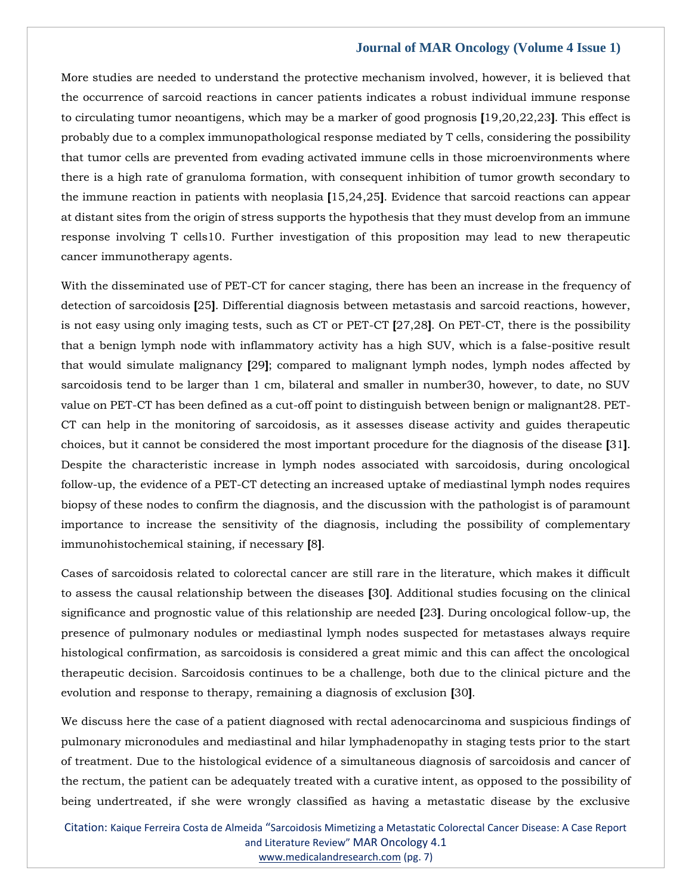More studies are needed to understand the protective mechanism involved, however, it is believed that the occurrence of sarcoid reactions in cancer patients indicates a robust individual immune response to circulating tumor neoantigens, which may be a marker of good prognosis [19,20,22,23]. This effect is probably due to a complex immunopathological response mediated by T cells, considering the possibility that tumor cells are prevented from evading activated immune cells in those microenvironments where there is a high rate of granuloma formation, with consequent inhibition of tumor growth secondary to the immune reaction in patients with neoplasia [15,24,25]. Evidence that sarcoid reactions can appear at distant sites from the origin of stress supports the hypothesis that they must develop from an immune response involving T cells10. Further investigation of this proposition may lead to new therapeutic cancer immunotherapy agents.

With the disseminated use of PET-CT for cancer staging, there has been an increase in the frequency of detection of sarcoidosis [25]. Differential diagnosis between metastasis and sarcoid reactions, however, is not easy using only imaging tests, such as CT or PET-CT [27,28]. On PET-CT, there is the possibility that a benign lymph node with inflammatory activity has a high SUV, which is a false-positive result that would simulate malignancy [29]; compared to malignant lymph nodes, lymph nodes affected by sarcoidosis tend to be larger than 1 cm, bilateral and smaller in number30, however, to date, no SUV value on PET-CT has been defined as a cut-off point to distinguish between benign or malignant28. PET-CT can help in the monitoring of sarcoidosis, as it assesses disease activity and guides therapeutic choices, but it cannot be considered the most important procedure for the diagnosis of the disease [31]. Despite the characteristic increase in lymph nodes associated with sarcoidosis, during oncological follow-up, the evidence of a PET-CT detecting an increased uptake of mediastinal lymph nodes requires biopsy of these nodes to confirm the diagnosis, and the discussion with the pathologist is of paramount importance to increase the sensitivity of the diagnosis, including the possibility of complementary immunohistochemical staining, if necessary [8].

Cases of sarcoidosis related to colorectal cancer are still rare in the literature, which makes it difficult to assess the causal relationship between the diseases [30]. Additional studies focusing on the clinical significance and prognostic value of this relationship are needed [23]. During oncological follow-up, the presence of pulmonary nodules or mediastinal lymph nodes suspected for metastases always require histological confirmation, as sarcoidosis is considered a great mimic and this can affect the oncological therapeutic decision. Sarcoidosis continues to be a challenge, both due to the clinical picture and the evolution and response to therapy, remaining a diagnosis of exclusion [30].

We discuss here the case of a patient diagnosed with rectal adenocarcinoma and suspicious findings of pulmonary micronodules and mediastinal and hilar lymphadenopathy in staging tests prior to the start of treatment. Due to the histological evidence of a simultaneous diagnosis of sarcoidosis and cancer of the rectum, the patient can be adequately treated with a curative intent, as opposed to the possibility of being undertreated, if she were wrongly classified as having a metastatic disease by the exclusive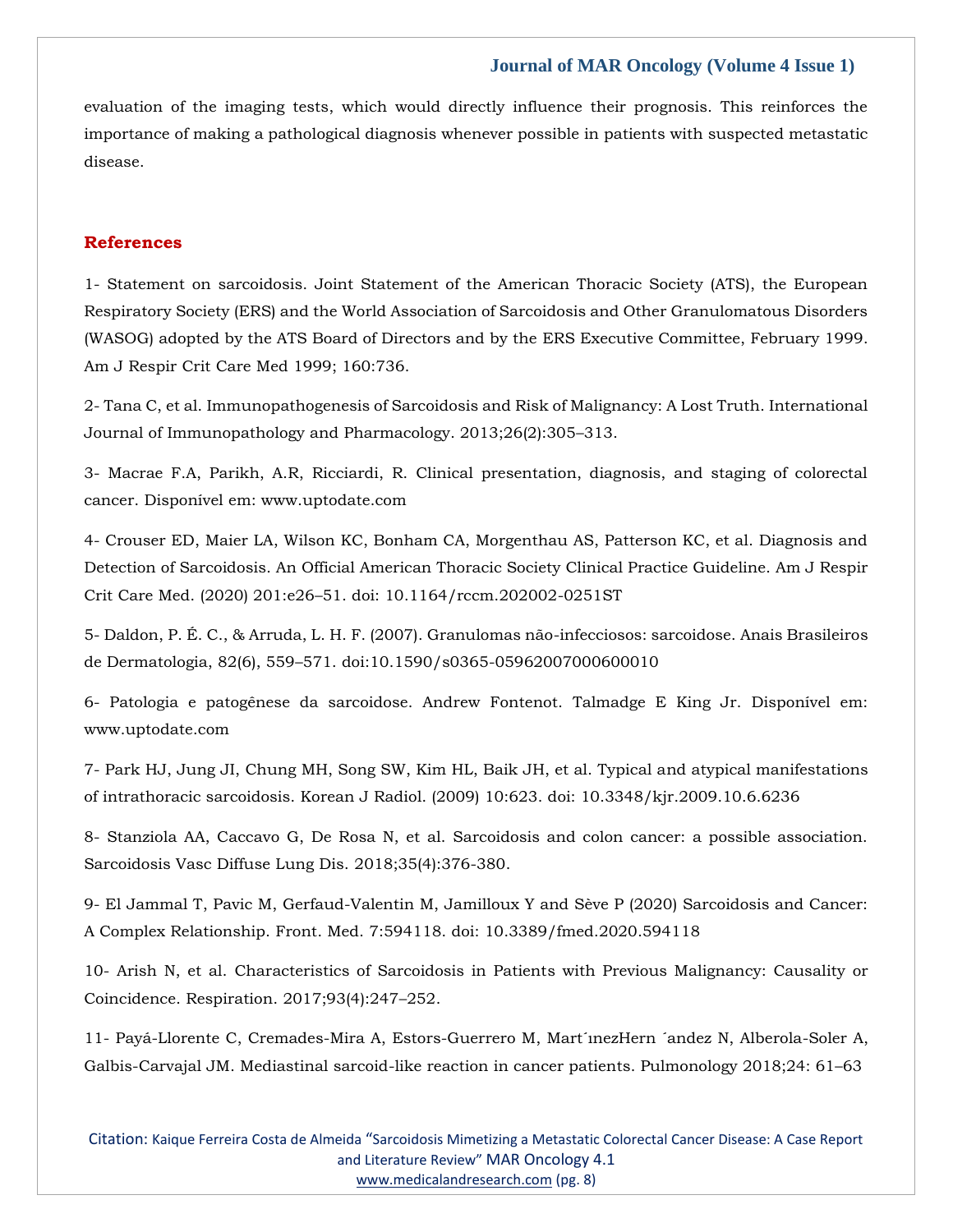evaluation of the imaging tests, which would directly influence their prognosis. This reinforces the importance of making a pathological diagnosis whenever possible in patients with suspected metastatic disease.

## References

1- Statement on sarcoidosis. Joint Statement of the American Thoracic Society (ATS), the European Respiratory Society (ERS) and the World Association of Sarcoidosis and Other Granulomatous Disorders (WASOG) adopted by the ATS Board of Directors and by the ERS Executive Committee, February 1999. Am J Respir Crit Care Med 1999; 160:736.

2- Tana C, et al. Immunopathogenesis of Sarcoidosis and Risk of Malignancy: A Lost Truth. International Journal of Immunopathology and Pharmacology. 2013;26(2):305–313.

3- Macrae F.A, Parikh, A.R, Ricciardi, R. Clinical presentation, diagnosis, and staging of colorectal cancer. Disponível em: www.uptodate.com

4- Crouser ED, Maier LA, Wilson KC, Bonham CA, Morgenthau AS, Patterson KC, et al. Diagnosis and Detection of Sarcoidosis. An Official American Thoracic Society Clinical Practice Guideline. Am J Respir Crit Care Med. (2020) 201:e26–51. doi: 10.1164/rccm.202002-0251ST

5- Daldon, P. É. C., & Arruda, L. H. F. (2007). Granulomas não-infecciosos: sarcoidose. Anais Brasileiros de Dermatologia, 82(6), 559–571. doi:10.1590/s0365-05962007000600010

6- Patologia e patogênese da sarcoidose. Andrew Fontenot. Talmadge E King Jr. Disponível em: www.uptodate.com

7- Park HJ, Jung JI, Chung MH, Song SW, Kim HL, Baik JH, et al. Typical and atypical manifestations of intrathoracic sarcoidosis. Korean J Radiol. (2009) 10:623. doi: 10.3348/kjr.2009.10.6.6236

8- Stanziola AA, Caccavo G, De Rosa N, et al. Sarcoidosis and colon cancer: a possible association. Sarcoidosis Vasc Diffuse Lung Dis. 2018;35(4):376-380.

9- El Jammal T, Pavic M, Gerfaud-Valentin M, Jamilloux Y and Sève P (2020) Sarcoidosis and Cancer: A Complex Relationship. Front. Med. 7:594118. doi: 10.3389/fmed.2020.594118

10- Arish N, et al. Characteristics of Sarcoidosis in Patients with Previous Malignancy: Causality or Coincidence. Respiration. 2017;93(4):247–252.

11- Payá-Llorente C, Cremades-Mira A, Estors-Guerrero M, Mart´ınezHern ´andez N, Alberola-Soler A, Galbis-Carvajal JM. Mediastinal sarcoid-like reaction in cancer patients. Pulmonology 2018;24: 61–63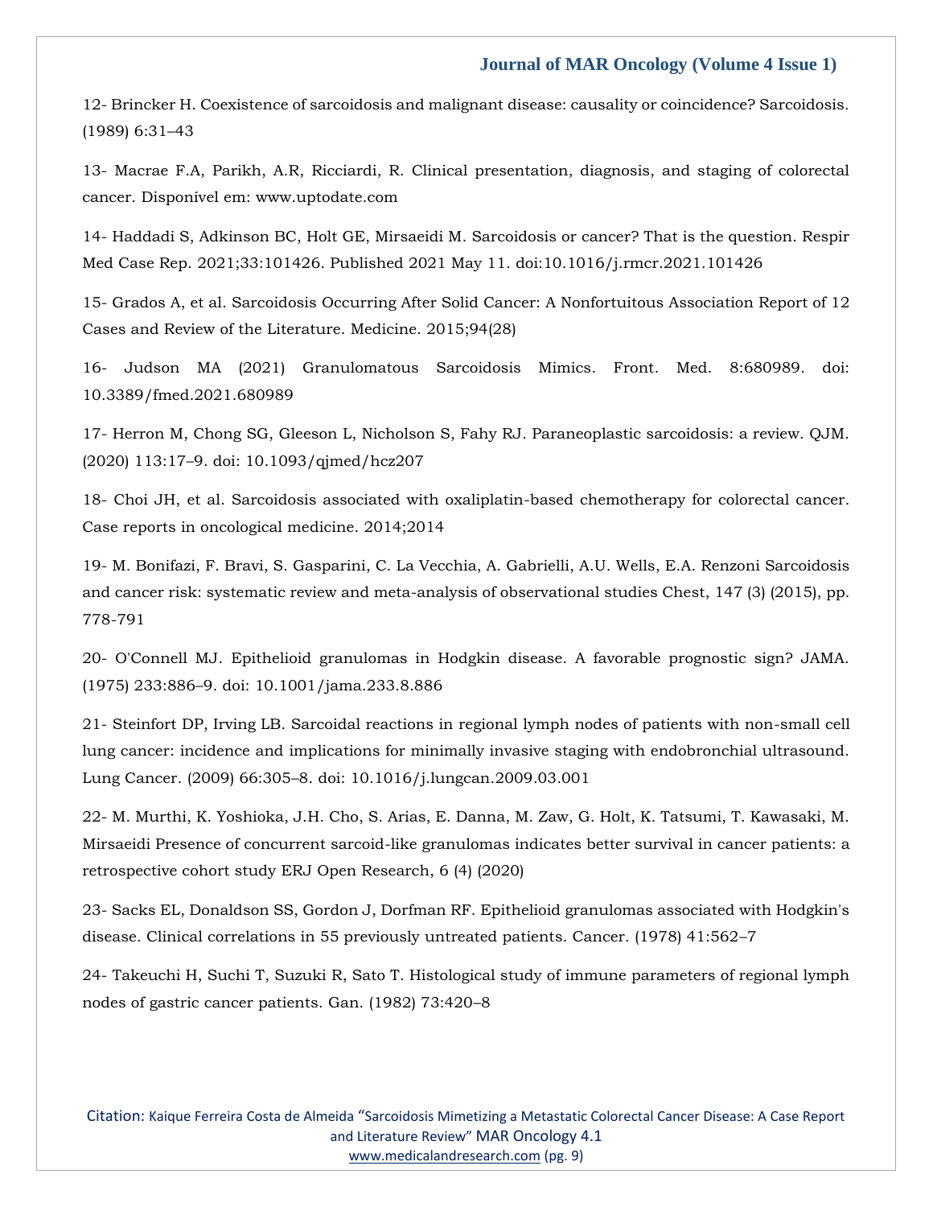12- Brincker H. Coexistence of sarcoidosis and malignant disease: causality or coincidence? Sarcoidosis. (1989) 6:31–43

13- Macrae F.A, Parikh, A.R, Ricciardi, R. Clinical presentation, diagnosis, and staging of colorectal cancer. Disponível em: www.uptodate.com

14- Haddadi S, Adkinson BC, Holt GE, Mirsaeidi M. Sarcoidosis or cancer? That is the question. Respir Med Case Rep. 2021;33:101426. Published 2021 May 11. doi:10.1016/j.rmcr.2021.101426

15- Grados A, et al. Sarcoidosis Occurring After Solid Cancer: A Nonfortuitous Association Report of 12 Cases and Review of the Literature. Medicine. 2015;94(28)

16- Judson MA (2021) Granulomatous Sarcoidosis Mimics. Front. Med. 8:680989. doi: 10.3389/fmed.2021.680989

17- Herron M, Chong SG, Gleeson L, Nicholson S, Fahy RJ. Paraneoplastic sarcoidosis: a review. QJM. (2020) 113:17–9. doi: 10.1093/qjmed/hcz207

18- Choi JH, et al. Sarcoidosis associated with oxaliplatin-based chemotherapy for colorectal cancer. Case reports in oncological medicine. 2014;2014

19- M. Bonifazi, F. Bravi, S. Gasparini, C. La Vecchia, A. Gabrielli, A.U. Wells, E.A. Renzoni Sarcoidosis and cancer risk: systematic review and meta-analysis of observational studies Chest, 147 (3) (2015), pp. 778-791

20- O'Connell MJ. Epithelioid granulomas in Hodgkin disease. A favorable prognostic sign? JAMA. (1975) 233:886–9. doi: 10.1001/jama.233.8.886

21- Steinfort DP, Irving LB. Sarcoidal reactions in regional lymph nodes of patients with non-small cell lung cancer: incidence and implications for minimally invasive staging with endobronchial ultrasound. Lung Cancer. (2009) 66:305–8. doi: 10.1016/j.lungcan.2009.03.001

22- M. Murthi, K. Yoshioka, J.H. Cho, S. Arias, E. Danna, M. Zaw, G. Holt, K. Tatsumi, T. Kawasaki, M. Mirsaeidi Presence of concurrent sarcoid-like granulomas indicates better survival in cancer patients: a retrospective cohort study ERJ Open Research, 6 (4) (2020)

23- Sacks EL, Donaldson SS, Gordon J, Dorfman RF. Epithelioid granulomas associated with Hodgkin's disease. Clinical correlations in 55 previously untreated patients. Cancer. (1978) 41:562–7

24- Takeuchi H, Suchi T, Suzuki R, Sato T. Histological study of immune parameters of regional lymph nodes of gastric cancer patients. Gan. (1982) 73:420–8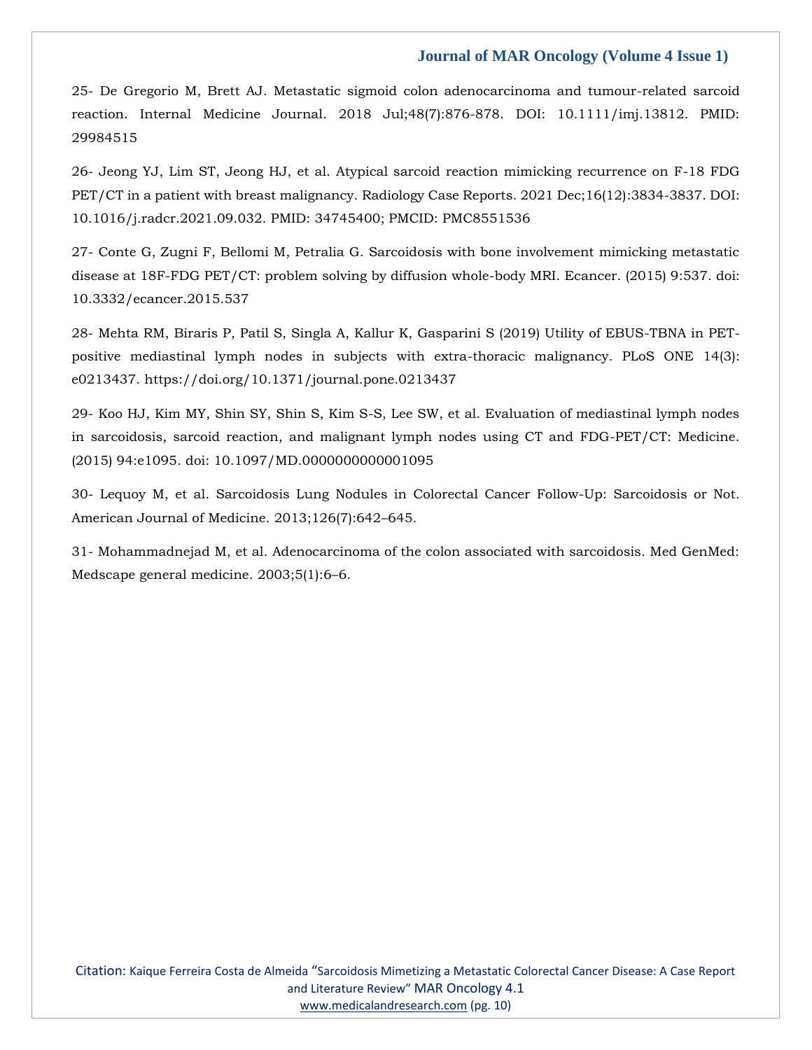25- De Gregorio M, Brett AJ. Metastatic sigmoid colon adenocarcinoma and tumour-related sarcoid reaction. Internal Medicine Journal. 2018 Jul;48(7):876-878. DOI: 10.1111/imj.13812. PMID: 29984515

26- Jeong YJ, Lim ST, Jeong HJ, et al. Atypical sarcoid reaction mimicking recurrence on F-18 FDG PET/CT in a patient with breast malignancy. Radiology Case Reports. 2021 Dec;16(12):3834-3837. DOI: 10.1016/j.radcr.2021.09.032. PMID: 34745400; PMCID: PMC8551536

27- Conte G, Zugni F, Bellomi M, Petralia G. Sarcoidosis with bone involvement mimicking metastatic disease at 18F-FDG PET/CT: problem solving by diffusion whole-body MRI. Ecancer. (2015) 9:537. doi: 10.3332/ecancer.2015.537

28- Mehta RM, Biraris P, Patil S, Singla A, Kallur K, Gasparini S (2019) Utility of EBUS-TBNA in PET-positive mediastinal lymph nodes in subjects with extra-thoracic malignancy. PLoS ONE 14(3): e0213437. https://doi.org/10.1371/journal.pone.0213437

29- Koo HJ, Kim MY, Shin SY, Shin S, Kim S-S, Lee SW, et al. Evaluation of mediastinal lymph nodes in sarcoidosis, sarcoid reaction, and malignant lymph nodes using CT and FDG-PET/CT: Medicine. (2015) 94:e1095. doi: 10.1097/MD.0000000000001095

30- Lequoy M, et al. Sarcoidosis Lung Nodules in Colorectal Cancer Follow-Up: Sarcoidosis or Not. American Journal of Medicine. 2013;126(7):642–645.

31- Mohammadnejad M, et al. Adenocarcinoma of the colon associated with sarcoidosis. Med GenMed: Medscape general medicine. 2003;5(1):6–6.